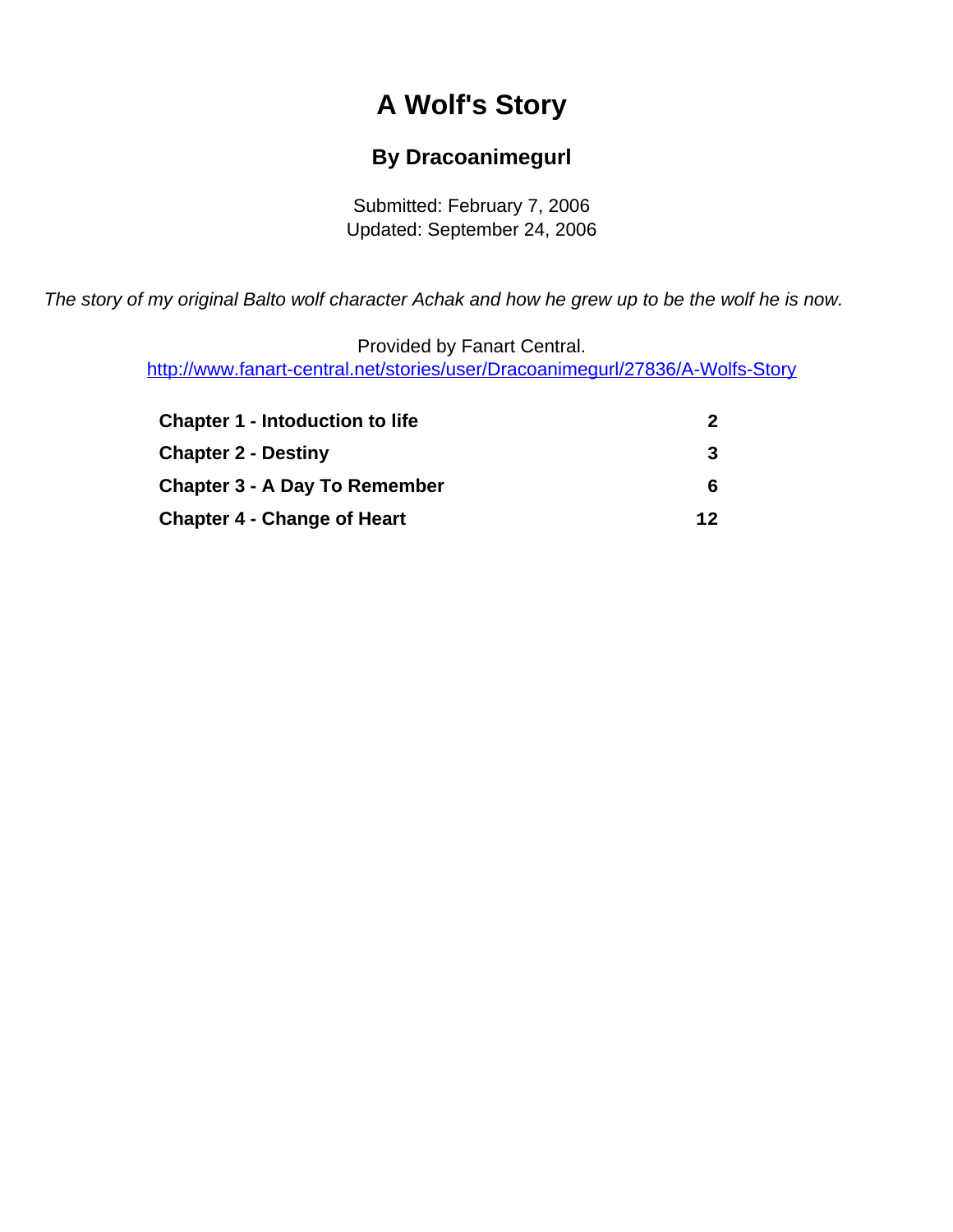# A Wolf's Story

## By Dracoanimegurl

Submitted: February 7, 2006
Updated: September 24, 2006

*The story of my original Balto wolf character Achak and how he grew up to be the wolf he is now.*

Provided by Fanart Central.
http://www.fanart-central.net/stories/user/Dracoanimegurl/27836/A-Wolfs-Story

| | |
|---|---|
| **Chapter 1 - Intoduction to life** | **2** |
| **Chapter 2 - Destiny** | **3** |
| **Chapter 3 - A Day To Remember** | **6** |
| **Chapter 4 - Change of Heart** | **12** |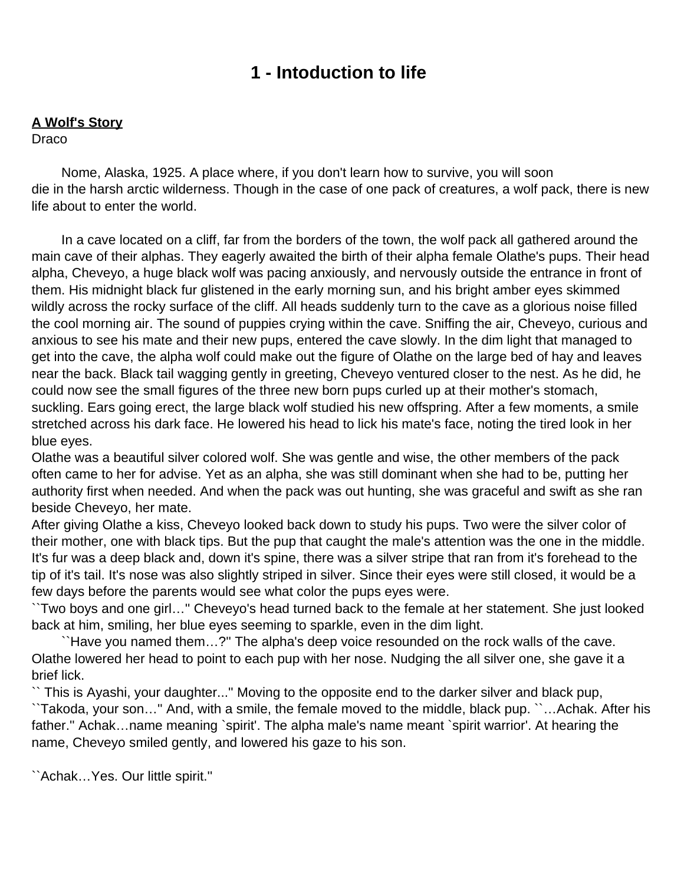# 1 - Intoduction to life

**A Wolf's Story**
Draco

Nome, Alaska, 1925. A place where, if you don't learn how to survive, you will soon die in the harsh arctic wilderness. Though in the case of one pack of creatures, a wolf pack, there is new life about to enter the world.

In a cave located on a cliff, far from the borders of the town, the wolf pack all gathered around the main cave of their alphas. They eagerly awaited the birth of their alpha female Olathe's pups. Their head alpha, Cheveyo, a huge black wolf was pacing anxiously, and nervously outside the entrance in front of them. His midnight black fur glistened in the early morning sun, and his bright amber eyes skimmed wildly across the rocky surface of the cliff. All heads suddenly turn to the cave as a glorious noise filled the cool morning air. The sound of puppies crying within the cave. Sniffing the air, Cheveyo, curious and anxious to see his mate and their new pups, entered the cave slowly. In the dim light that managed to get into the cave, the alpha wolf could make out the figure of Olathe on the large bed of hay and leaves near the back. Black tail wagging gently in greeting, Cheveyo ventured closer to the nest. As he did, he could now see the small figures of the three new born pups curled up at their mother's stomach, suckling. Ears going erect, the large black wolf studied his new offspring. After a few moments, a smile stretched across his dark face. He lowered his head to lick his mate's face, noting the tired look in her blue eyes.

Olathe was a beautiful silver colored wolf. She was gentle and wise, the other members of the pack often came to her for advise. Yet as an alpha, she was still dominant when she had to be, putting her authority first when needed. And when the pack was out hunting, she was graceful and swift as she ran beside Cheveyo, her mate.

After giving Olathe a kiss, Cheveyo looked back down to study his pups. Two were the silver color of their mother, one with black tips. But the pup that caught the male's attention was the one in the middle. It's fur was a deep black and, down it's spine, there was a silver stripe that ran from it's forehead to the tip of it's tail. It's nose was also slightly striped in silver. Since their eyes were still closed, it would be a few days before the parents would see what color the pups eyes were.

``Two boys and one girl…'' Cheveyo's head turned back to the female at her statement. She just looked back at him, smiling, her blue eyes seeming to sparkle, even in the dim light.

``Have you named them…?'' The alpha's deep voice resounded on the rock walls of the cave. Olathe lowered her head to point to each pup with her nose. Nudging the all silver one, she gave it a brief lick.

`` This is Ayashi, your daughter...'' Moving to the opposite end to the darker silver and black pup, ``Takoda, your son…'' And, with a smile, the female moved to the middle, black pup. ``…Achak. After his father.'' Achak…name meaning `spirit'. The alpha male's name meant `spirit warrior'. At hearing the name, Cheveyo smiled gently, and lowered his gaze to his son.

``Achak…Yes. Our little spirit.''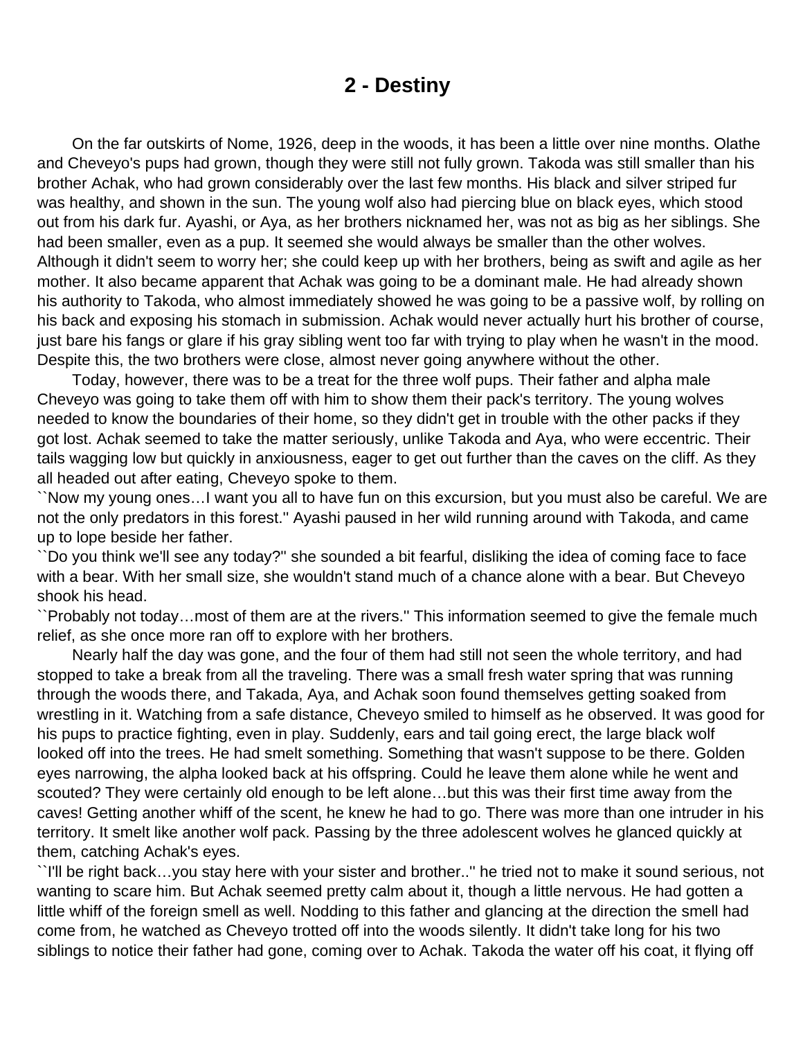# 2 - Destiny

On the far outskirts of Nome, 1926, deep in the woods, it has been a little over nine months. Olathe and Cheveyo's pups had grown, though they were still not fully grown. Takoda was still smaller than his brother Achak, who had grown considerably over the last few months. His black and silver striped fur was healthy, and shown in the sun. The young wolf also had piercing blue on black eyes, which stood out from his dark fur. Ayashi, or Aya, as her brothers nicknamed her, was not as big as her siblings. She had been smaller, even as a pup. It seemed she would always be smaller than the other wolves. Although it didn't seem to worry her; she could keep up with her brothers, being as swift and agile as her mother. It also became apparent that Achak was going to be a dominant male. He had already shown his authority to Takoda, who almost immediately showed he was going to be a passive wolf, by rolling on his back and exposing his stomach in submission. Achak would never actually hurt his brother of course, just bare his fangs or glare if his gray sibling went too far with trying to play when he wasn't in the mood. Despite this, the two brothers were close, almost never going anywhere without the other.

Today, however, there was to be a treat for the three wolf pups. Their father and alpha male Cheveyo was going to take them off with him to show them their pack's territory. The young wolves needed to know the boundaries of their home, so they didn't get in trouble with the other packs if they got lost. Achak seemed to take the matter seriously, unlike Takoda and Aya, who were eccentric. Their tails wagging low but quickly in anxiousness, eager to get out further than the caves on the cliff. As they all headed out after eating, Cheveyo spoke to them.

``Now my young ones…I want you all to have fun on this excursion, but you must also be careful. We are not the only predators in this forest.'' Ayashi paused in her wild running around with Takoda, and came up to lope beside her father.

``Do you think we'll see any today?'' she sounded a bit fearful, disliking the idea of coming face to face with a bear. With her small size, she wouldn't stand much of a chance alone with a bear. But Cheveyo shook his head.

``Probably not today…most of them are at the rivers.'' This information seemed to give the female much relief, as she once more ran off to explore with her brothers.

Nearly half the day was gone, and the four of them had still not seen the whole territory, and had stopped to take a break from all the traveling. There was a small fresh water spring that was running through the woods there, and Takada, Aya, and Achak soon found themselves getting soaked from wrestling in it. Watching from a safe distance, Cheveyo smiled to himself as he observed. It was good for his pups to practice fighting, even in play. Suddenly, ears and tail going erect, the large black wolf looked off into the trees. He had smelt something. Something that wasn't suppose to be there. Golden eyes narrowing, the alpha looked back at his offspring. Could he leave them alone while he went and scouted? They were certainly old enough to be left alone…but this was their first time away from the caves! Getting another whiff of the scent, he knew he had to go. There was more than one intruder in his territory. It smelt like another wolf pack. Passing by the three adolescent wolves he glanced quickly at them, catching Achak's eyes.

``I'll be right back…you stay here with your sister and brother..'' he tried not to make it sound serious, not wanting to scare him. But Achak seemed pretty calm about it, though a little nervous. He had gotten a little whiff of the foreign smell as well. Nodding to this father and glancing at the direction the smell had come from, he watched as Cheveyo trotted off into the woods silently. It didn't take long for his two siblings to notice their father had gone, coming over to Achak. Takoda the water off his coat, it flying off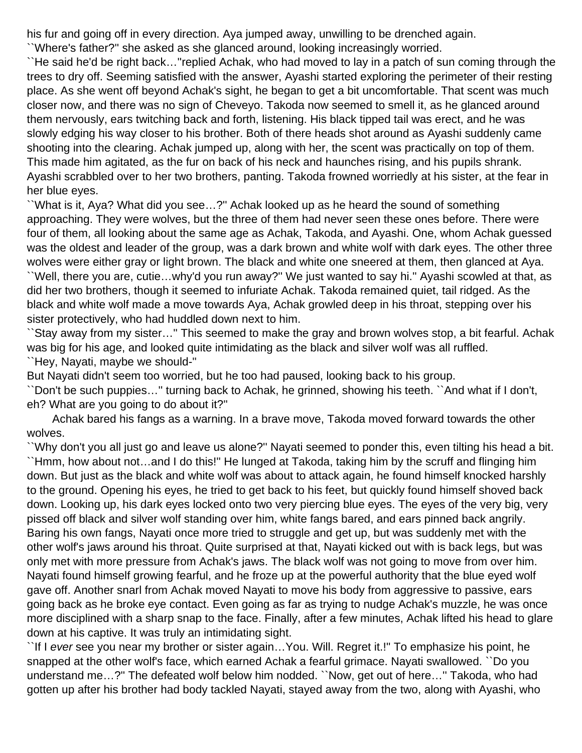his fur and going off in every direction. Aya jumped away, unwilling to be drenched again.

``Where's father?'' she asked as she glanced around, looking increasingly worried.

``He said he'd be right back…''replied Achak, who had moved to lay in a patch of sun coming through the trees to dry off. Seeming satisfied with the answer, Ayashi started exploring the perimeter of their resting place. As she went off beyond Achak's sight, he began to get a bit uncomfortable. That scent was much closer now, and there was no sign of Cheveyo. Takoda now seemed to smell it, as he glanced around them nervously, ears twitching back and forth, listening. His black tipped tail was erect, and he was slowly edging his way closer to his brother. Both of there heads shot around as Ayashi suddenly came shooting into the clearing. Achak jumped up, along with her, the scent was practically on top of them. This made him agitated, as the fur on back of his neck and haunches rising, and his pupils shrank. Ayashi scrabbled over to her two brothers, panting. Takoda frowned worriedly at his sister, at the fear in her blue eyes.

``What is it, Aya? What did you see…?'' Achak looked up as he heard the sound of something approaching. They were wolves, but the three of them had never seen these ones before. There were four of them, all looking about the same age as Achak, Takoda, and Ayashi. One, whom Achak guessed was the oldest and leader of the group, was a dark brown and white wolf with dark eyes. The other three wolves were either gray or light brown. The black and white one sneered at them, then glanced at Aya.

``Well, there you are, cutie…why'd you run away?'' We just wanted to say hi.'' Ayashi scowled at that, as did her two brothers, though it seemed to infuriate Achak. Takoda remained quiet, tail ridged. As the black and white wolf made a move towards Aya, Achak growled deep in his throat, stepping over his sister protectively, who had huddled down next to him.

``Stay away from my sister…'' This seemed to make the gray and brown wolves stop, a bit fearful. Achak was big for his age, and looked quite intimidating as the black and silver wolf was all ruffled.

``Hey, Nayati, maybe we should-''

But Nayati didn't seem too worried, but he too had paused, looking back to his group.

``Don't be such puppies…'' turning back to Achak, he grinned, showing his teeth. ``And what if I don't, eh? What are you going to do about it?''

Achak bared his fangs as a warning. In a brave move, Takoda moved forward towards the other wolves.

``Why don't you all just go and leave us alone?'' Nayati seemed to ponder this, even tilting his head a bit. ``Hmm, how about not…and I do this!'' He lunged at Takoda, taking him by the scruff and flinging him down. But just as the black and white wolf was about to attack again, he found himself knocked harshly to the ground. Opening his eyes, he tried to get back to his feet, but quickly found himself shoved back down. Looking up, his dark eyes locked onto two very piercing blue eyes. The eyes of the very big, very pissed off black and silver wolf standing over him, white fangs bared, and ears pinned back angrily. Baring his own fangs, Nayati once more tried to struggle and get up, but was suddenly met with the other wolf's jaws around his throat. Quite surprised at that, Nayati kicked out with is back legs, but was only met with more pressure from Achak's jaws. The black wolf was not going to move from over him. Nayati found himself growing fearful, and he froze up at the powerful authority that the blue eyed wolf gave off. Another snarl from Achak moved Nayati to move his body from aggressive to passive, ears going back as he broke eye contact. Even going as far as trying to nudge Achak's muzzle, he was once more disciplined with a sharp snap to the face. Finally, after a few minutes, Achak lifted his head to glare down at his captive. It was truly an intimidating sight.

``If I *ever* see you near my brother or sister again…You. Will. Regret it.!'' To emphasize his point, he snapped at the other wolf's face, which earned Achak a fearful grimace. Nayati swallowed. ``Do you understand me…?'' The defeated wolf below him nodded. ``Now, get out of here…'' Takoda, who had gotten up after his brother had body tackled Nayati, stayed away from the two, along with Ayashi, who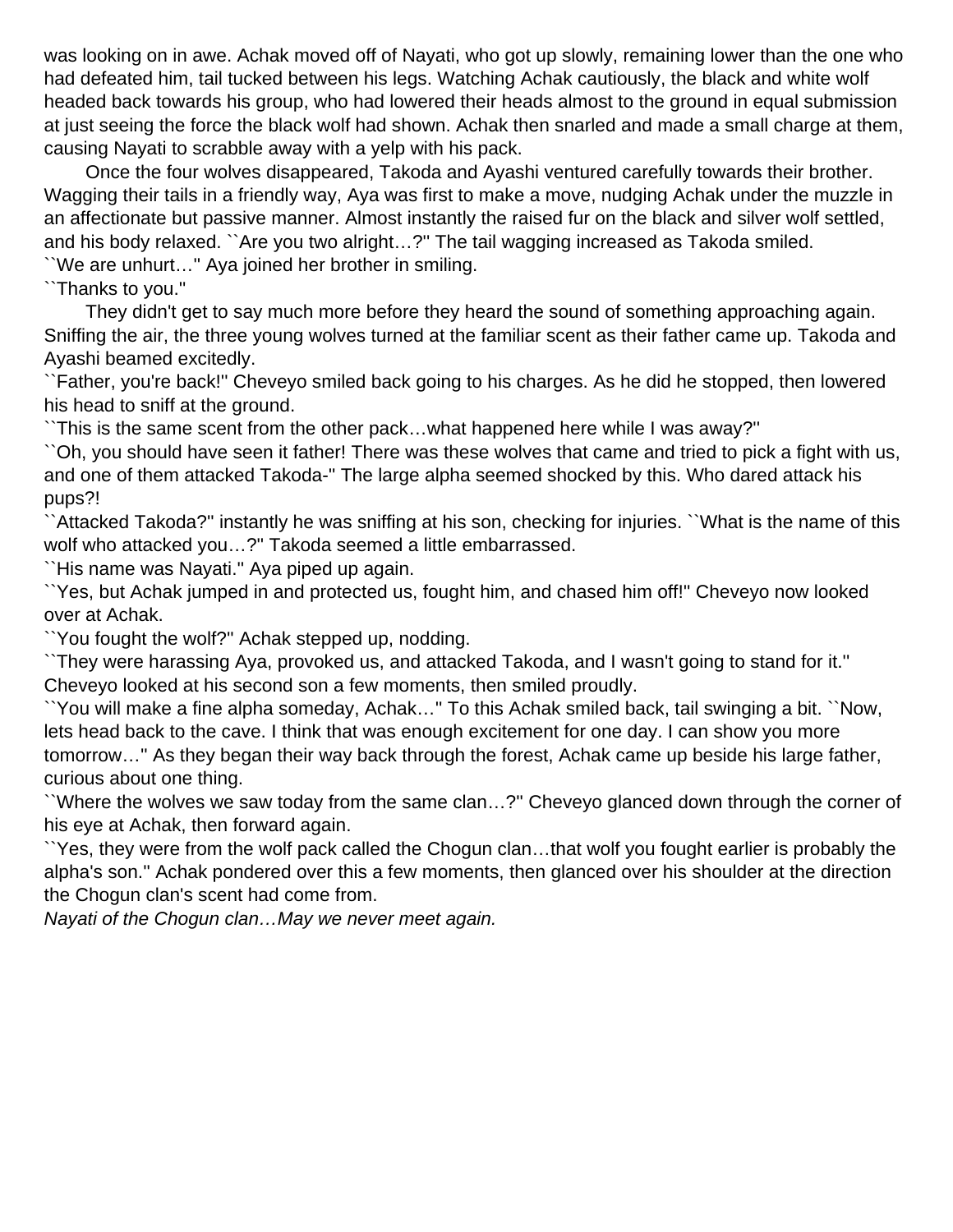was looking on in awe. Achak moved off of Nayati, who got up slowly, remaining lower than the one who had defeated him, tail tucked between his legs. Watching Achak cautiously, the black and white wolf headed back towards his group, who had lowered their heads almost to the ground in equal submission at just seeing the force the black wolf had shown. Achak then snarled and made a small charge at them, causing Nayati to scrabble away with a yelp with his pack.

Once the four wolves disappeared, Takoda and Ayashi ventured carefully towards their brother. Wagging their tails in a friendly way, Aya was first to make a move, nudging Achak under the muzzle in an affectionate but passive manner. Almost instantly the raised fur on the black and silver wolf settled, and his body relaxed. ``Are you two alright…?'' The tail wagging increased as Takoda smiled.

``We are unhurt…'' Aya joined her brother in smiling.

``Thanks to you.''

They didn't get to say much more before they heard the sound of something approaching again. Sniffing the air, the three young wolves turned at the familiar scent as their father came up. Takoda and Ayashi beamed excitedly.

``Father, you're back!'' Cheveyo smiled back going to his charges. As he did he stopped, then lowered his head to sniff at the ground.

``This is the same scent from the other pack…what happened here while I was away?''

``Oh, you should have seen it father! There was these wolves that came and tried to pick a fight with us, and one of them attacked Takoda-'' The large alpha seemed shocked by this. Who dared attack his pups?!

``Attacked Takoda?'' instantly he was sniffing at his son, checking for injuries. ``What is the name of this wolf who attacked you…?'' Takoda seemed a little embarrassed.

``His name was Nayati.'' Aya piped up again.

``Yes, but Achak jumped in and protected us, fought him, and chased him off!'' Cheveyo now looked over at Achak.

``You fought the wolf?'' Achak stepped up, nodding.

``They were harassing Aya, provoked us, and attacked Takoda, and I wasn't going to stand for it.'' Cheveyo looked at his second son a few moments, then smiled proudly.

``You will make a fine alpha someday, Achak…'' To this Achak smiled back, tail swinging a bit. ``Now, lets head back to the cave. I think that was enough excitement for one day. I can show you more tomorrow…'' As they began their way back through the forest, Achak came up beside his large father, curious about one thing.

``Where the wolves we saw today from the same clan…?'' Cheveyo glanced down through the corner of his eye at Achak, then forward again.

``Yes, they were from the wolf pack called the Chogun clan…that wolf you fought earlier is probably the alpha's son.'' Achak pondered over this a few moments, then glanced over his shoulder at the direction the Chogun clan's scent had come from.

*Nayati of the Chogun clan…May we never meet again.*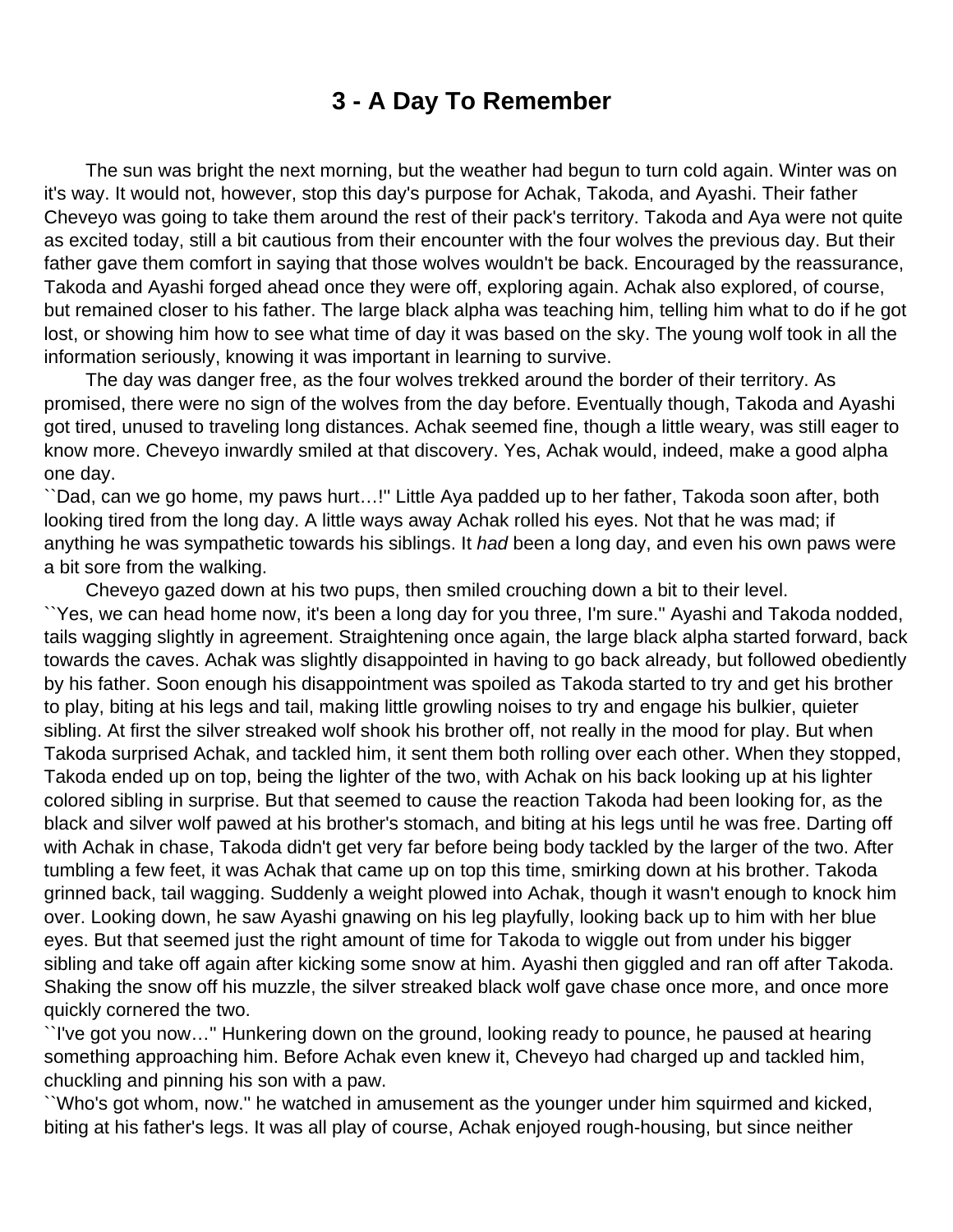# 3 - A Day To Remember

The sun was bright the next morning, but the weather had begun to turn cold again. Winter was on it's way. It would not, however, stop this day's purpose for Achak, Takoda, and Ayashi. Their father Cheveyo was going to take them around the rest of their pack's territory. Takoda and Aya were not quite as excited today, still a bit cautious from their encounter with the four wolves the previous day. But their father gave them comfort in saying that those wolves wouldn't be back. Encouraged by the reassurance, Takoda and Ayashi forged ahead once they were off, exploring again. Achak also explored, of course, but remained closer to his father. The large black alpha was teaching him, telling him what to do if he got lost, or showing him how to see what time of day it was based on the sky. The young wolf took in all the information seriously, knowing it was important in learning to survive.

The day was danger free, as the four wolves trekked around the border of their territory. As promised, there were no sign of the wolves from the day before. Eventually though, Takoda and Ayashi got tired, unused to traveling long distances. Achak seemed fine, though a little weary, was still eager to know more. Cheveyo inwardly smiled at that discovery. Yes, Achak would, indeed, make a good alpha one day.

``Dad, can we go home, my paws hurt…!'' Little Aya padded up to her father, Takoda soon after, both looking tired from the long day. A little ways away Achak rolled his eyes. Not that he was mad; if anything he was sympathetic towards his siblings. It *had* been a long day, and even his own paws were a bit sore from the walking.

Cheveyo gazed down at his two pups, then smiled crouching down a bit to their level.

``Yes, we can head home now, it's been a long day for you three, I'm sure.'' Ayashi and Takoda nodded, tails wagging slightly in agreement. Straightening once again, the large black alpha started forward, back towards the caves. Achak was slightly disappointed in having to go back already, but followed obediently by his father. Soon enough his disappointment was spoiled as Takoda started to try and get his brother to play, biting at his legs and tail, making little growling noises to try and engage his bulkier, quieter sibling. At first the silver streaked wolf shook his brother off, not really in the mood for play. But when Takoda surprised Achak, and tackled him, it sent them both rolling over each other. When they stopped, Takoda ended up on top, being the lighter of the two, with Achak on his back looking up at his lighter colored sibling in surprise. But that seemed to cause the reaction Takoda had been looking for, as the black and silver wolf pawed at his brother's stomach, and biting at his legs until he was free. Darting off with Achak in chase, Takoda didn't get very far before being body tackled by the larger of the two. After tumbling a few feet, it was Achak that came up on top this time, smirking down at his brother. Takoda grinned back, tail wagging. Suddenly a weight plowed into Achak, though it wasn't enough to knock him over. Looking down, he saw Ayashi gnawing on his leg playfully, looking back up to him with her blue eyes. But that seemed just the right amount of time for Takoda to wiggle out from under his bigger sibling and take off again after kicking some snow at him. Ayashi then giggled and ran off after Takoda. Shaking the snow off his muzzle, the silver streaked black wolf gave chase once more, and once more quickly cornered the two.

``I've got you now…'' Hunkering down on the ground, looking ready to pounce, he paused at hearing something approaching him. Before Achak even knew it, Cheveyo had charged up and tackled him, chuckling and pinning his son with a paw.

``Who's got whom, now.'' he watched in amusement as the younger under him squirmed and kicked, biting at his father's legs. It was all play of course, Achak enjoyed rough-housing, but since neither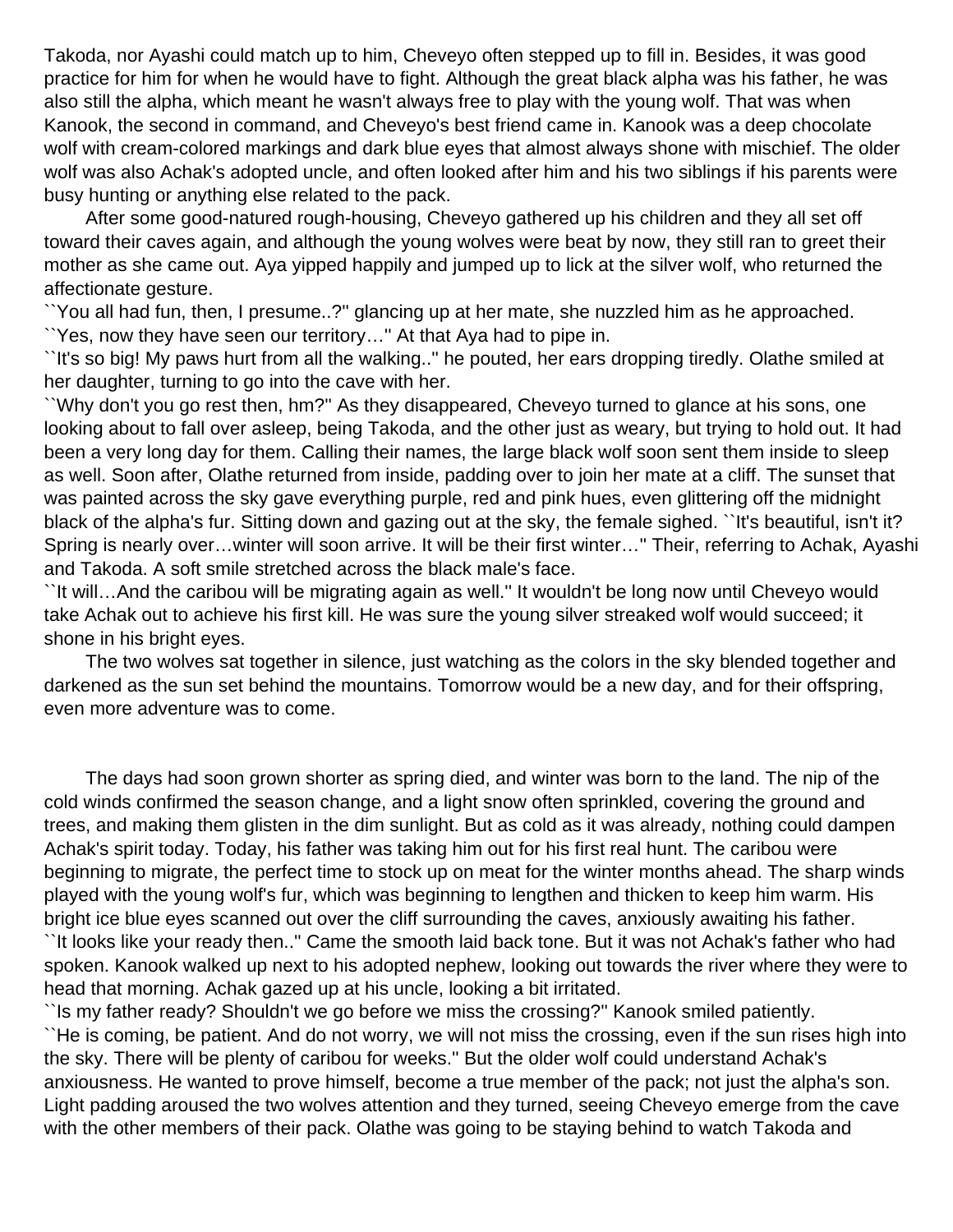Takoda, nor Ayashi could match up to him, Cheveyo often stepped up to fill in. Besides, it was good practice for him for when he would have to fight. Although the great black alpha was his father, he was also still the alpha, which meant he wasn't always free to play with the young wolf. That was when Kanook, the second in command, and Cheveyo's best friend came in. Kanook was a deep chocolate wolf with cream-colored markings and dark blue eyes that almost always shone with mischief. The older wolf was also Achak's adopted uncle, and often looked after him and his two siblings if his parents were busy hunting or anything else related to the pack.

After some good-natured rough-housing, Cheveyo gathered up his children and they all set off toward their caves again, and although the young wolves were beat by now, they still ran to greet their mother as she came out. Aya yipped happily and jumped up to lick at the silver wolf, who returned the affectionate gesture.

``You all had fun, then, I presume..?'' glancing up at her mate, she nuzzled him as he approached.

``Yes, now they have seen our territory…'' At that Aya had to pipe in.

``It's so big! My paws hurt from all the walking..'' he pouted, her ears dropping tiredly. Olathe smiled at her daughter, turning to go into the cave with her.

``Why don't you go rest then, hm?'' As they disappeared, Cheveyo turned to glance at his sons, one looking about to fall over asleep, being Takoda, and the other just as weary, but trying to hold out. It had been a very long day for them. Calling their names, the large black wolf soon sent them inside to sleep as well. Soon after, Olathe returned from inside, padding over to join her mate at a cliff. The sunset that was painted across the sky gave everything purple, red and pink hues, even glittering off the midnight black of the alpha's fur. Sitting down and gazing out at the sky, the female sighed. ``It's beautiful, isn't it? Spring is nearly over…winter will soon arrive. It will be their first winter…'' Their, referring to Achak, Ayashi and Takoda. A soft smile stretched across the black male's face.

``It will…And the caribou will be migrating again as well.'' It wouldn't be long now until Cheveyo would take Achak out to achieve his first kill. He was sure the young silver streaked wolf would succeed; it shone in his bright eyes.

The two wolves sat together in silence, just watching as the colors in the sky blended together and darkened as the sun set behind the mountains. Tomorrow would be a new day, and for their offspring, even more adventure was to come.

The days had soon grown shorter as spring died, and winter was born to the land. The nip of the cold winds confirmed the season change, and a light snow often sprinkled, covering the ground and trees, and making them glisten in the dim sunlight. But as cold as it was already, nothing could dampen Achak's spirit today. Today, his father was taking him out for his first real hunt. The caribou were beginning to migrate, the perfect time to stock up on meat for the winter months ahead. The sharp winds played with the young wolf's fur, which was beginning to lengthen and thicken to keep him warm. His bright ice blue eyes scanned out over the cliff surrounding the caves, anxiously awaiting his father.

``It looks like your ready then..'' Came the smooth laid back tone. But it was not Achak's father who had spoken. Kanook walked up next to his adopted nephew, looking out towards the river where they were to head that morning. Achak gazed up at his uncle, looking a bit irritated.

``Is my father ready? Shouldn't we go before we miss the crossing?'' Kanook smiled patiently.

``He is coming, be patient. And do not worry, we will not miss the crossing, even if the sun rises high into the sky. There will be plenty of caribou for weeks.'' But the older wolf could understand Achak's anxiousness. He wanted to prove himself, become a true member of the pack; not just the alpha's son. Light padding aroused the two wolves attention and they turned, seeing Cheveyo emerge from the cave with the other members of their pack. Olathe was going to be staying behind to watch Takoda and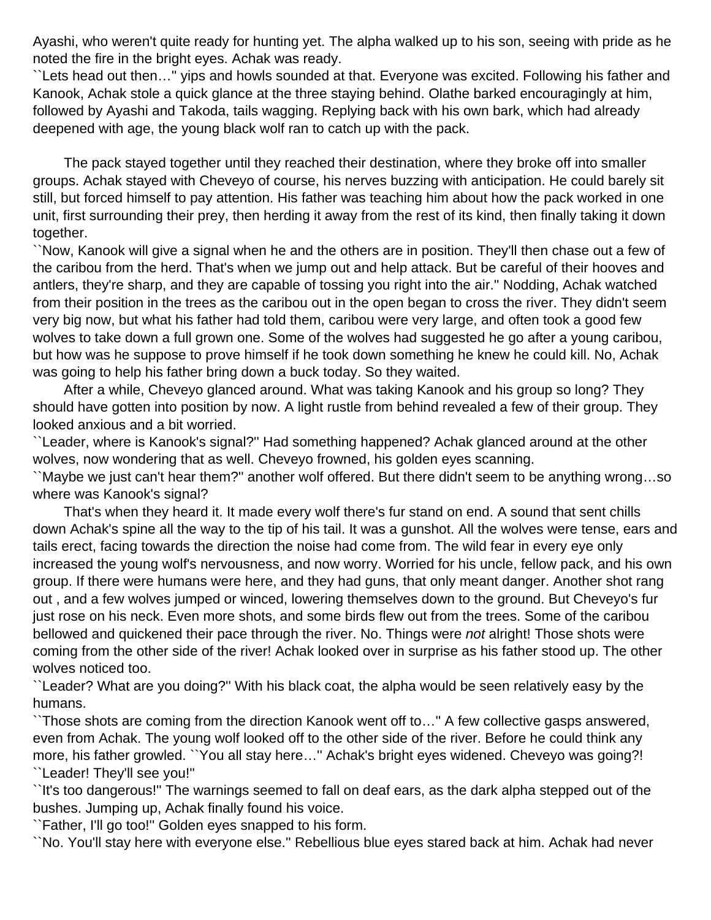Ayashi, who weren't quite ready for hunting yet. The alpha walked up to his son, seeing with pride as he noted the fire in the bright eyes. Achak was ready.

``Lets head out then…'' yips and howls sounded at that. Everyone was excited. Following his father and Kanook, Achak stole a quick glance at the three staying behind. Olathe barked encouragingly at him, followed by Ayashi and Takoda, tails wagging. Replying back with his own bark, which had already deepened with age, the young black wolf ran to catch up with the pack.

The pack stayed together until they reached their destination, where they broke off into smaller groups. Achak stayed with Cheveyo of course, his nerves buzzing with anticipation. He could barely sit still, but forced himself to pay attention. His father was teaching him about how the pack worked in one unit, first surrounding their prey, then herding it away from the rest of its kind, then finally taking it down together.

``Now, Kanook will give a signal when he and the others are in position. They'll then chase out a few of the caribou from the herd. That's when we jump out and help attack. But be careful of their hooves and antlers, they're sharp, and they are capable of tossing you right into the air.'' Nodding, Achak watched from their position in the trees as the caribou out in the open began to cross the river. They didn't seem very big now, but what his father had told them, caribou were very large, and often took a good few wolves to take down a full grown one. Some of the wolves had suggested he go after a young caribou, but how was he suppose to prove himself if he took down something he knew he could kill. No, Achak was going to help his father bring down a buck today. So they waited.

After a while, Cheveyo glanced around. What was taking Kanook and his group so long? They should have gotten into position by now. A light rustle from behind revealed a few of their group. They looked anxious and a bit worried.

``Leader, where is Kanook's signal?'' Had something happened? Achak glanced around at the other wolves, now wondering that as well. Cheveyo frowned, his golden eyes scanning.

``Maybe we just can't hear them?'' another wolf offered. But there didn't seem to be anything wrong…so where was Kanook's signal?

That's when they heard it. It made every wolf there's fur stand on end. A sound that sent chills down Achak's spine all the way to the tip of his tail. It was a gunshot. All the wolves were tense, ears and tails erect, facing towards the direction the noise had come from. The wild fear in every eye only increased the young wolf's nervousness, and now worry. Worried for his uncle, fellow pack, and his own group. If there were humans were here, and they had guns, that only meant danger. Another shot rang out , and a few wolves jumped or winced, lowering themselves down to the ground. But Cheveyo's fur just rose on his neck. Even more shots, and some birds flew out from the trees. Some of the caribou bellowed and quickened their pace through the river. No. Things were *not* alright! Those shots were coming from the other side of the river! Achak looked over in surprise as his father stood up. The other wolves noticed too.

``Leader? What are you doing?'' With his black coat, the alpha would be seen relatively easy by the humans.

``Those shots are coming from the direction Kanook went off to…'' A few collective gasps answered, even from Achak. The young wolf looked off to the other side of the river. Before he could think any more, his father growled. ``You all stay here…'' Achak's bright eyes widened. Cheveyo was going?!

``Leader! They'll see you!''

``It's too dangerous!'' The warnings seemed to fall on deaf ears, as the dark alpha stepped out of the bushes. Jumping up, Achak finally found his voice.

``Father, I'll go too!'' Golden eyes snapped to his form.

``No. You'll stay here with everyone else.'' Rebellious blue eyes stared back at him. Achak had never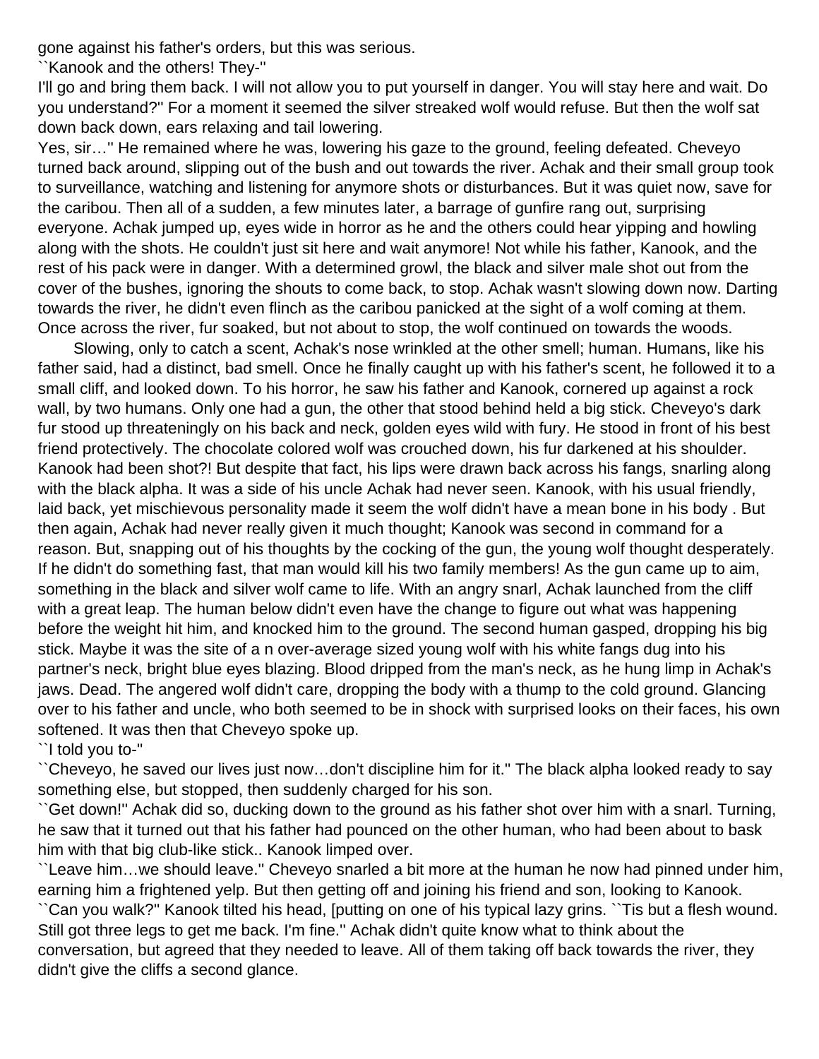gone against his father's orders, but this was serious.

``Kanook and the others! They-''

I'll go and bring them back. I will not allow you to put yourself in danger. You will stay here and wait. Do you understand?'' For a moment it seemed the silver streaked wolf would refuse. But then the wolf sat down back down, ears relaxing and tail lowering.

Yes, sir…'' He remained where he was, lowering his gaze to the ground, feeling defeated. Cheveyo turned back around, slipping out of the bush and out towards the river. Achak and their small group took to surveillance, watching and listening for anymore shots or disturbances. But it was quiet now, save for the caribou. Then all of a sudden, a few minutes later, a barrage of gunfire rang out, surprising everyone. Achak jumped up, eyes wide in horror as he and the others could hear yipping and howling along with the shots. He couldn't just sit here and wait anymore! Not while his father, Kanook, and the rest of his pack were in danger. With a determined growl, the black and silver male shot out from the cover of the bushes, ignoring the shouts to come back, to stop. Achak wasn't slowing down now. Darting towards the river, he didn't even flinch as the caribou panicked at the sight of a wolf coming at them. Once across the river, fur soaked, but not about to stop, the wolf continued on towards the woods.

Slowing, only to catch a scent, Achak's nose wrinkled at the other smell; human. Humans, like his father said, had a distinct, bad smell. Once he finally caught up with his father's scent, he followed it to a small cliff, and looked down. To his horror, he saw his father and Kanook, cornered up against a rock wall, by two humans. Only one had a gun, the other that stood behind held a big stick. Cheveyo's dark fur stood up threateningly on his back and neck, golden eyes wild with fury. He stood in front of his best friend protectively. The chocolate colored wolf was crouched down, his fur darkened at his shoulder. Kanook had been shot?! But despite that fact, his lips were drawn back across his fangs, snarling along with the black alpha. It was a side of his uncle Achak had never seen. Kanook, with his usual friendly, laid back, yet mischievous personality made it seem the wolf didn't have a mean bone in his body . But then again, Achak had never really given it much thought; Kanook was second in command for a reason. But, snapping out of his thoughts by the cocking of the gun, the young wolf thought desperately. If he didn't do something fast, that man would kill his two family members! As the gun came up to aim, something in the black and silver wolf came to life. With an angry snarl, Achak launched from the cliff with a great leap. The human below didn't even have the change to figure out what was happening before the weight hit him, and knocked him to the ground. The second human gasped, dropping his big stick. Maybe it was the site of a n over-average sized young wolf with his white fangs dug into his partner's neck, bright blue eyes blazing. Blood dripped from the man's neck, as he hung limp in Achak's jaws. Dead. The angered wolf didn't care, dropping the body with a thump to the cold ground. Glancing over to his father and uncle, who both seemed to be in shock with surprised looks on their faces, his own softened. It was then that Cheveyo spoke up.

``I told you to-''

``Cheveyo, he saved our lives just now…don't discipline him for it.'' The black alpha looked ready to say something else, but stopped, then suddenly charged for his son.

``Get down!'' Achak did so, ducking down to the ground as his father shot over him with a snarl. Turning, he saw that it turned out that his father had pounced on the other human, who had been about to bask him with that big club-like stick.. Kanook limped over.

``Leave him…we should leave.'' Cheveyo snarled a bit more at the human he now had pinned under him, earning him a frightened yelp. But then getting off and joining his friend and son, looking to Kanook.

``Can you walk?'' Kanook tilted his head, [putting on one of his typical lazy grins. ``Tis but a flesh wound. Still got three legs to get me back. I'm fine.'' Achak didn't quite know what to think about the conversation, but agreed that they needed to leave. All of them taking off back towards the river, they didn't give the cliffs a second glance.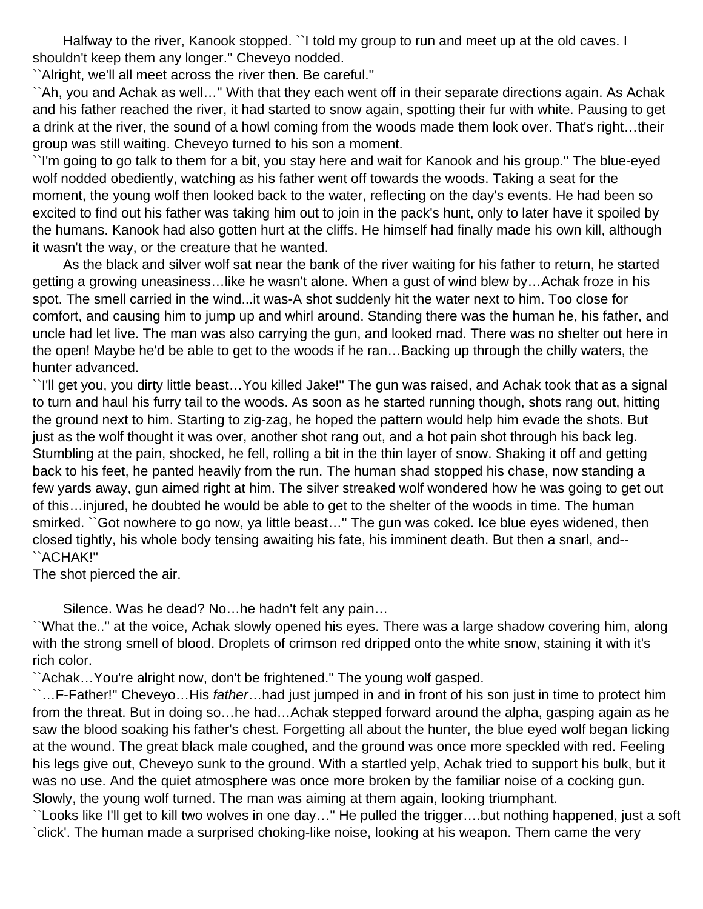Halfway to the river, Kanook stopped. ``I told my group to run and meet up at the old caves. I shouldn't keep them any longer.'' Cheveyo nodded.

``Alright, we'll all meet across the river then. Be careful.''

``Ah, you and Achak as well…'' With that they each went off in their separate directions again. As Achak and his father reached the river, it had started to snow again, spotting their fur with white. Pausing to get a drink at the river, the sound of a howl coming from the woods made them look over. That's right…their group was still waiting. Cheveyo turned to his son a moment.

``I'm going to go talk to them for a bit, you stay here and wait for Kanook and his group.'' The blue-eyed wolf nodded obediently, watching as his father went off towards the woods. Taking a seat for the moment, the young wolf then looked back to the water, reflecting on the day's events. He had been so excited to find out his father was taking him out to join in the pack's hunt, only to later have it spoiled by the humans. Kanook had also gotten hurt at the cliffs. He himself had finally made his own kill, although it wasn't the way, or the creature that he wanted.

As the black and silver wolf sat near the bank of the river waiting for his father to return, he started getting a growing uneasiness…like he wasn't alone. When a gust of wind blew by…Achak froze in his spot. The smell carried in the wind...it was-A shot suddenly hit the water next to him. Too close for comfort, and causing him to jump up and whirl around. Standing there was the human he, his father, and uncle had let live. The man was also carrying the gun, and looked mad. There was no shelter out here in the open! Maybe he'd be able to get to the woods if he ran…Backing up through the chilly waters, the hunter advanced.

``I'll get you, you dirty little beast…You killed Jake!'' The gun was raised, and Achak took that as a signal to turn and haul his furry tail to the woods. As soon as he started running though, shots rang out, hitting the ground next to him. Starting to zig-zag, he hoped the pattern would help him evade the shots. But just as the wolf thought it was over, another shot rang out, and a hot pain shot through his back leg. Stumbling at the pain, shocked, he fell, rolling a bit in the thin layer of snow. Shaking it off and getting back to his feet, he panted heavily from the run. The human shad stopped his chase, now standing a few yards away, gun aimed right at him. The silver streaked wolf wondered how he was going to get out of this…injured, he doubted he would be able to get to the shelter of the woods in time. The human smirked. ``Got nowhere to go now, ya little beast…'' The gun was coked. Ice blue eyes widened, then closed tightly, his whole body tensing awaiting his fate, his imminent death. But then a snarl, and--

``ACHAK!''

The shot pierced the air.

Silence. Was he dead? No…he hadn't felt any pain…

``What the..'' at the voice, Achak slowly opened his eyes. There was a large shadow covering him, along with the strong smell of blood. Droplets of crimson red dripped onto the white snow, staining it with it's rich color.

``Achak…You're alright now, don't be frightened.'' The young wolf gasped.

``…F-Father!'' Cheveyo…His *father*…had just jumped in and in front of his son just in time to protect him from the threat. But in doing so…he had…Achak stepped forward around the alpha, gasping again as he saw the blood soaking his father's chest. Forgetting all about the hunter, the blue eyed wolf began licking at the wound. The great black male coughed, and the ground was once more speckled with red. Feeling his legs give out, Cheveyo sunk to the ground. With a startled yelp, Achak tried to support his bulk, but it was no use. And the quiet atmosphere was once more broken by the familiar noise of a cocking gun. Slowly, the young wolf turned. The man was aiming at them again, looking triumphant.

``Looks like I'll get to kill two wolves in one day…'' He pulled the trigger….but nothing happened, just a soft `click'. The human made a surprised choking-like noise, looking at his weapon. Them came the very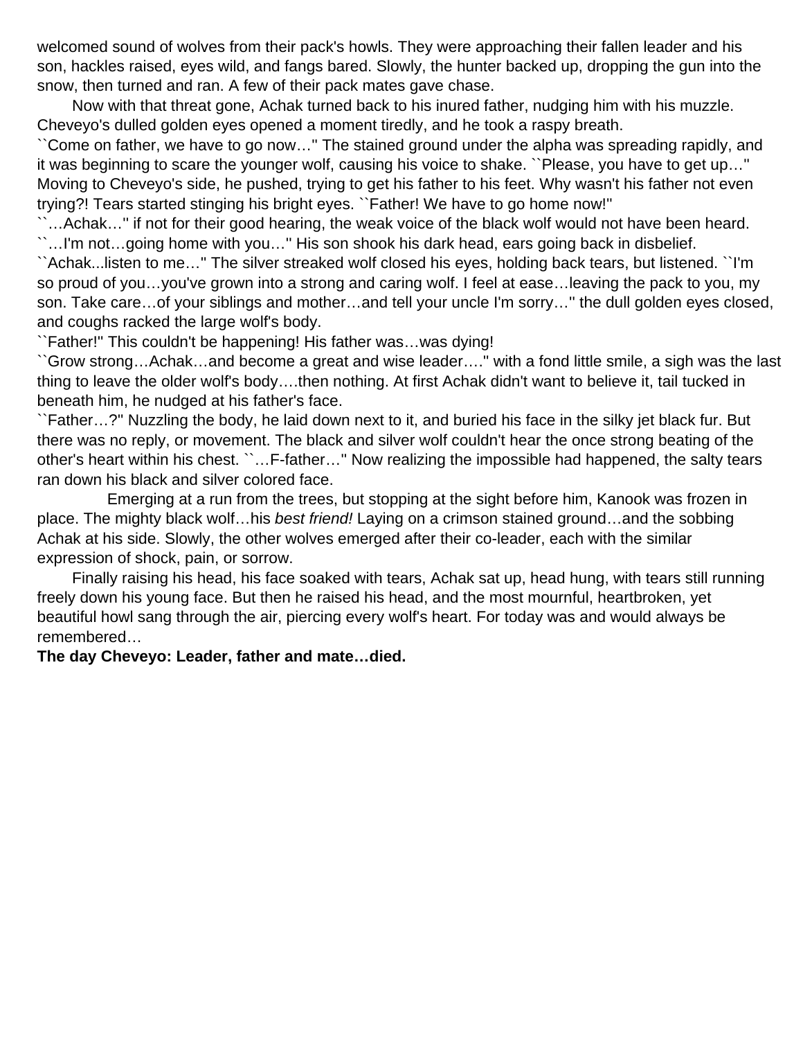welcomed sound of wolves from their pack's howls. They were approaching their fallen leader and his son, hackles raised, eyes wild, and fangs bared. Slowly, the hunter backed up, dropping the gun into the snow, then turned and ran. A few of their pack mates gave chase.

Now with that threat gone, Achak turned back to his inured father, nudging him with his muzzle. Cheveyo's dulled golden eyes opened a moment tiredly, and he took a raspy breath.

``Come on father, we have to go now…'' The stained ground under the alpha was spreading rapidly, and it was beginning to scare the younger wolf, causing his voice to shake. ``Please, you have to get up…'' Moving to Cheveyo's side, he pushed, trying to get his father to his feet. Why wasn't his father not even trying?! Tears started stinging his bright eyes. ``Father! We have to go home now!''

``…Achak…'' if not for their good hearing, the weak voice of the black wolf would not have been heard. ``…I'm not…going home with you…'' His son shook his dark head, ears going back in disbelief.

``Achak...listen to me…'' The silver streaked wolf closed his eyes, holding back tears, but listened. ``I'm so proud of you…you've grown into a strong and caring wolf. I feel at ease…leaving the pack to you, my son. Take care…of your siblings and mother…and tell your uncle I'm sorry…'' the dull golden eyes closed, and coughs racked the large wolf's body.

``Father!'' This couldn't be happening! His father was…was dying!

``Grow strong…Achak…and become a great and wise leader….'' with a fond little smile, a sigh was the last thing to leave the older wolf's body….then nothing. At first Achak didn't want to believe it, tail tucked in beneath him, he nudged at his father's face.

``Father…?'' Nuzzling the body, he laid down next to it, and buried his face in the silky jet black fur. But there was no reply, or movement. The black and silver wolf couldn't hear the once strong beating of the other's heart within his chest. ``…F-father…'' Now realizing the impossible had happened, the salty tears ran down his black and silver colored face.

Emerging at a run from the trees, but stopping at the sight before him, Kanook was frozen in place. The mighty black wolf…his *best friend!* Laying on a crimson stained ground…and the sobbing Achak at his side. Slowly, the other wolves emerged after their co-leader, each with the similar expression of shock, pain, or sorrow.

Finally raising his head, his face soaked with tears, Achak sat up, head hung, with tears still running freely down his young face. But then he raised his head, and the most mournful, heartbroken, yet beautiful howl sang through the air, piercing every wolf's heart. For today was and would always be remembered…

**The day Cheveyo: Leader, father and mate…died.**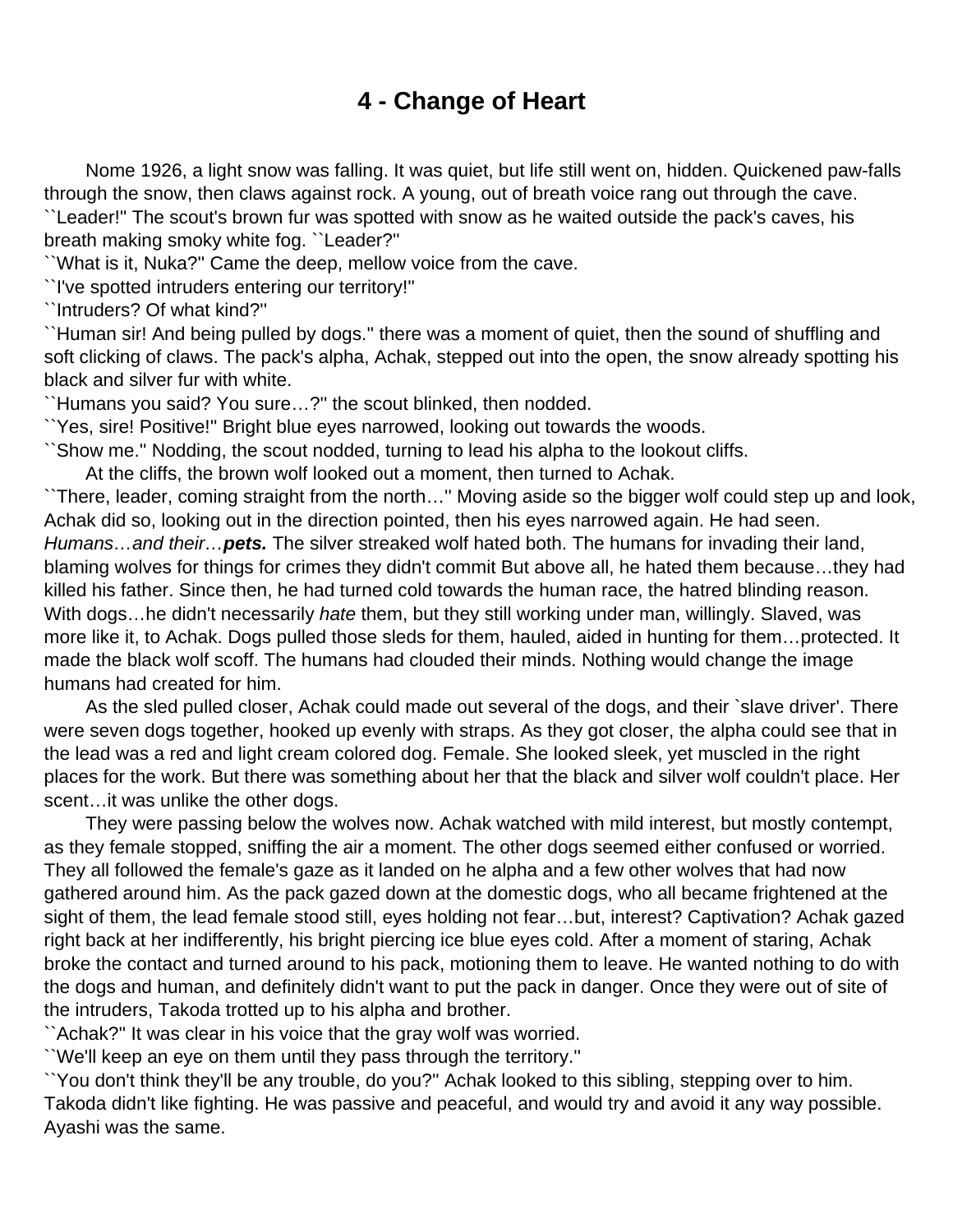# 4 - Change of Heart

Nome 1926, a light snow was falling. It was quiet, but life still went on, hidden. Quickened paw-falls through the snow, then claws against rock. A young, out of breath voice rang out through the cave.

``Leader!'' The scout's brown fur was spotted with snow as he waited outside the pack's caves, his breath making smoky white fog. ``Leader?''

``What is it, Nuka?'' Came the deep, mellow voice from the cave.

``I've spotted intruders entering our territory!''

``Intruders? Of what kind?''

``Human sir! And being pulled by dogs.'' there was a moment of quiet, then the sound of shuffling and soft clicking of claws. The pack's alpha, Achak, stepped out into the open, the snow already spotting his black and silver fur with white.

``Humans you said? You sure…?'' the scout blinked, then nodded.

``Yes, sire! Positive!'' Bright blue eyes narrowed, looking out towards the woods.

``Show me.'' Nodding, the scout nodded, turning to lead his alpha to the lookout cliffs.

At the cliffs, the brown wolf looked out a moment, then turned to Achak.

``There, leader, coming straight from the north…'' Moving aside so the bigger wolf could step up and look, Achak did so, looking out in the direction pointed, then his eyes narrowed again. He had seen. *Humans…and their…**pets.*** The silver streaked wolf hated both. The humans for invading their land, blaming wolves for things for crimes they didn't commit But above all, he hated them because…they had killed his father. Since then, he had turned cold towards the human race, the hatred blinding reason. With dogs…he didn't necessarily *hate* them, but they still working under man, willingly. Slaved, was more like it, to Achak. Dogs pulled those sleds for them, hauled, aided in hunting for them…protected. It made the black wolf scoff. The humans had clouded their minds. Nothing would change the image humans had created for him.

As the sled pulled closer, Achak could made out several of the dogs, and their `slave driver'. There were seven dogs together, hooked up evenly with straps. As they got closer, the alpha could see that in the lead was a red and light cream colored dog. Female. She looked sleek, yet muscled in the right places for the work. But there was something about her that the black and silver wolf couldn't place. Her scent…it was unlike the other dogs.

They were passing below the wolves now. Achak watched with mild interest, but mostly contempt, as they female stopped, sniffing the air a moment. The other dogs seemed either confused or worried. They all followed the female's gaze as it landed on he alpha and a few other wolves that had now gathered around him. As the pack gazed down at the domestic dogs, who all became frightened at the sight of them, the lead female stood still, eyes holding not fear…but, interest? Captivation? Achak gazed right back at her indifferently, his bright piercing ice blue eyes cold. After a moment of staring, Achak broke the contact and turned around to his pack, motioning them to leave. He wanted nothing to do with the dogs and human, and definitely didn't want to put the pack in danger. Once they were out of site of the intruders, Takoda trotted up to his alpha and brother.

``Achak?'' It was clear in his voice that the gray wolf was worried.

``We'll keep an eye on them until they pass through the territory.''

``You don't think they'll be any trouble, do you?'' Achak looked to this sibling, stepping over to him. Takoda didn't like fighting. He was passive and peaceful, and would try and avoid it any way possible. Ayashi was the same.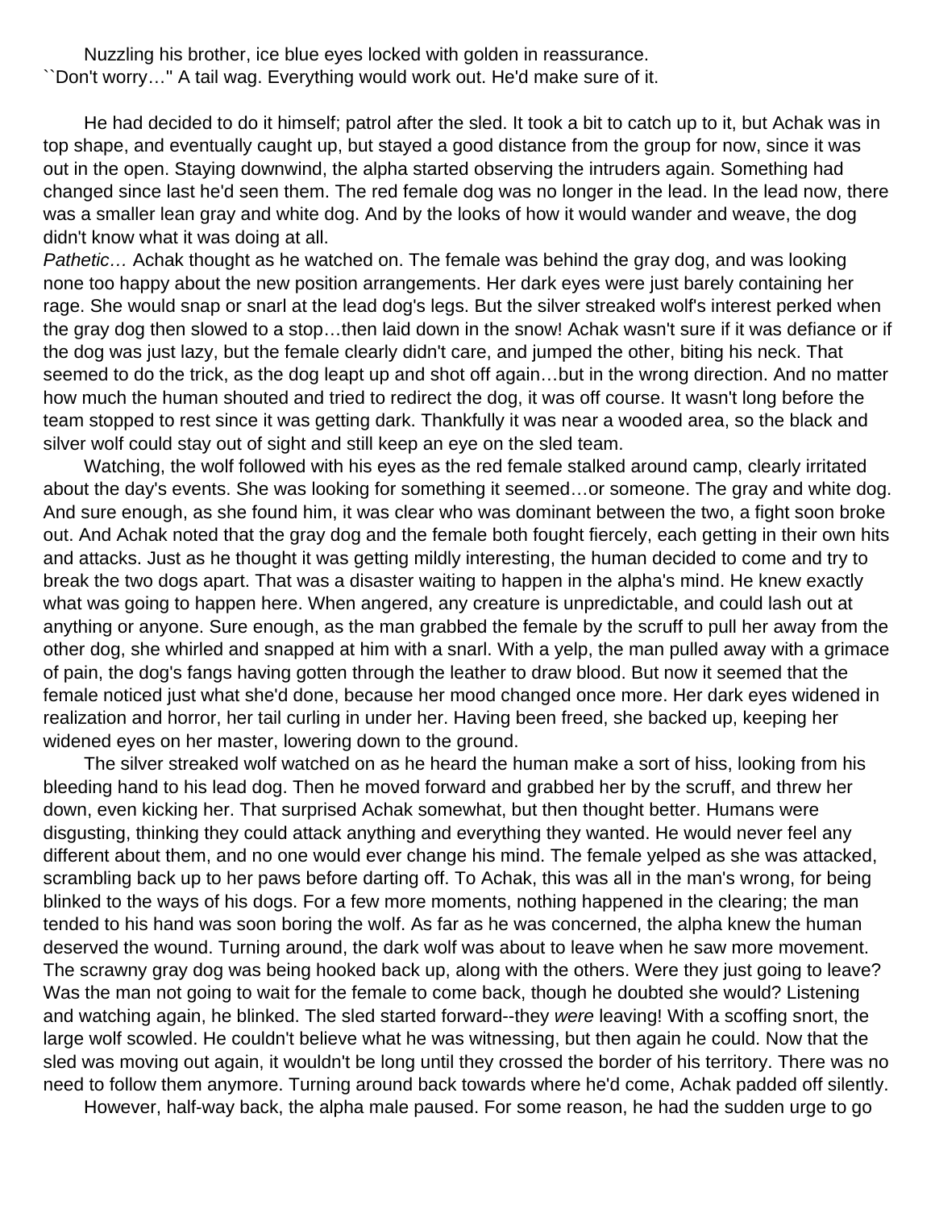Nuzzling his brother, ice blue eyes locked with golden in reassurance.
``Don't worry…" A tail wag. Everything would work out. He'd make sure of it.

He had decided to do it himself; patrol after the sled. It took a bit to catch up to it, but Achak was in top shape, and eventually caught up, but stayed a good distance from the group for now, since it was out in the open. Staying downwind, the alpha started observing the intruders again. Something had changed since last he'd seen them. The red female dog was no longer in the lead. In the lead now, there was a smaller lean gray and white dog. And by the looks of how it would wander and weave, the dog didn't know what it was doing at all.

*Pathetic…* Achak thought as he watched on. The female was behind the gray dog, and was looking none too happy about the new position arrangements. Her dark eyes were just barely containing her rage. She would snap or snarl at the lead dog's legs. But the silver streaked wolf's interest perked when the gray dog then slowed to a stop…then laid down in the snow! Achak wasn't sure if it was defiance or if the dog was just lazy, but the female clearly didn't care, and jumped the other, biting his neck. That seemed to do the trick, as the dog leapt up and shot off again…but in the wrong direction. And no matter how much the human shouted and tried to redirect the dog, it was off course. It wasn't long before the team stopped to rest since it was getting dark. Thankfully it was near a wooded area, so the black and silver wolf could stay out of sight and still keep an eye on the sled team.

Watching, the wolf followed with his eyes as the red female stalked around camp, clearly irritated about the day's events. She was looking for something it seemed…or someone. The gray and white dog. And sure enough, as she found him, it was clear who was dominant between the two, a fight soon broke out. And Achak noted that the gray dog and the female both fought fiercely, each getting in their own hits and attacks. Just as he thought it was getting mildly interesting, the human decided to come and try to break the two dogs apart. That was a disaster waiting to happen in the alpha's mind. He knew exactly what was going to happen here. When angered, any creature is unpredictable, and could lash out at anything or anyone. Sure enough, as the man grabbed the female by the scruff to pull her away from the other dog, she whirled and snapped at him with a snarl. With a yelp, the man pulled away with a grimace of pain, the dog's fangs having gotten through the leather to draw blood. But now it seemed that the female noticed just what she'd done, because her mood changed once more. Her dark eyes widened in realization and horror, her tail curling in under her. Having been freed, she backed up, keeping her widened eyes on her master, lowering down to the ground.

The silver streaked wolf watched on as he heard the human make a sort of hiss, looking from his bleeding hand to his lead dog. Then he moved forward and grabbed her by the scruff, and threw her down, even kicking her. That surprised Achak somewhat, but then thought better. Humans were disgusting, thinking they could attack anything and everything they wanted. He would never feel any different about them, and no one would ever change his mind. The female yelped as she was attacked, scrambling back up to her paws before darting off. To Achak, this was all in the man's wrong, for being blinked to the ways of his dogs. For a few more moments, nothing happened in the clearing; the man tended to his hand was soon boring the wolf. As far as he was concerned, the alpha knew the human deserved the wound. Turning around, the dark wolf was about to leave when he saw more movement. The scrawny gray dog was being hooked back up, along with the others. Were they just going to leave? Was the man not going to wait for the female to come back, though he doubted she would? Listening and watching again, he blinked. The sled started forward--they *were* leaving! With a scoffing snort, the large wolf scowled. He couldn't believe what he was witnessing, but then again he could. Now that the sled was moving out again, it wouldn't be long until they crossed the border of his territory. There was no need to follow them anymore. Turning around back towards where he'd come, Achak padded off silently.

However, half-way back, the alpha male paused. For some reason, he had the sudden urge to go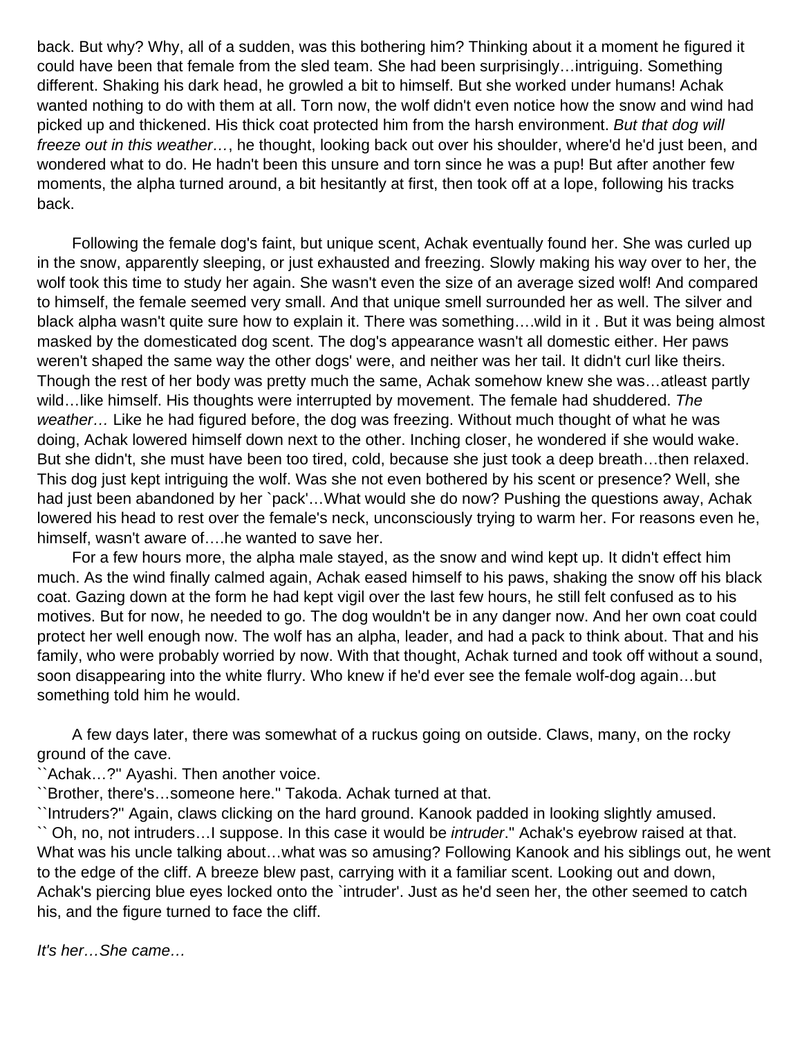back. But why? Why, all of a sudden, was this bothering him? Thinking about it a moment he figured it could have been that female from the sled team. She had been surprisingly…intriguing. Something different. Shaking his dark head, he growled a bit to himself. But she worked under humans! Achak wanted nothing to do with them at all. Torn now, the wolf didn't even notice how the snow and wind had picked up and thickened. His thick coat protected him from the harsh environment. *But that dog will freeze out in this weather…*, he thought, looking back out over his shoulder, where'd he'd just been, and wondered what to do. He hadn't been this unsure and torn since he was a pup! But after another few moments, the alpha turned around, a bit hesitantly at first, then took off at a lope, following his tracks back.

Following the female dog's faint, but unique scent, Achak eventually found her. She was curled up in the snow, apparently sleeping, or just exhausted and freezing. Slowly making his way over to her, the wolf took this time to study her again. She wasn't even the size of an average sized wolf! And compared to himself, the female seemed very small. And that unique smell surrounded her as well. The silver and black alpha wasn't quite sure how to explain it. There was something….wild in it . But it was being almost masked by the domesticated dog scent. The dog's appearance wasn't all domestic either. Her paws weren't shaped the same way the other dogs' were, and neither was her tail. It didn't curl like theirs. Though the rest of her body was pretty much the same, Achak somehow knew she was…atleast partly wild…like himself. His thoughts were interrupted by movement. The female had shuddered. *The weather…* Like he had figured before, the dog was freezing. Without much thought of what he was doing, Achak lowered himself down next to the other. Inching closer, he wondered if she would wake. But she didn't, she must have been too tired, cold, because she just took a deep breath…then relaxed. This dog just kept intriguing the wolf. Was she not even bothered by his scent or presence? Well, she had just been abandoned by her `pack'…What would she do now? Pushing the questions away, Achak lowered his head to rest over the female's neck, unconsciously trying to warm her. For reasons even he, himself, wasn't aware of….he wanted to save her.

For a few hours more, the alpha male stayed, as the snow and wind kept up. It didn't effect him much. As the wind finally calmed again, Achak eased himself to his paws, shaking the snow off his black coat. Gazing down at the form he had kept vigil over the last few hours, he still felt confused as to his motives. But for now, he needed to go. The dog wouldn't be in any danger now. And her own coat could protect her well enough now. The wolf has an alpha, leader, and had a pack to think about. That and his family, who were probably worried by now. With that thought, Achak turned and took off without a sound, soon disappearing into the white flurry. Who knew if he'd ever see the female wolf-dog again…but something told him he would.

A few days later, there was somewhat of a ruckus going on outside. Claws, many, on the rocky ground of the cave.

``Achak…?'' Ayashi. Then another voice.

``Brother, there's…someone here.'' Takoda. Achak turned at that.

``Intruders?'' Again, claws clicking on the hard ground. Kanook padded in looking slightly amused.

`` Oh, no, not intruders…I suppose. In this case it would be *intruder*.'' Achak's eyebrow raised at that. What was his uncle talking about…what was so amusing? Following Kanook and his siblings out, he went to the edge of the cliff. A breeze blew past, carrying with it a familiar scent. Looking out and down, Achak's piercing blue eyes locked onto the `intruder'. Just as he'd seen her, the other seemed to catch his, and the figure turned to face the cliff.

*It's her…She came…*